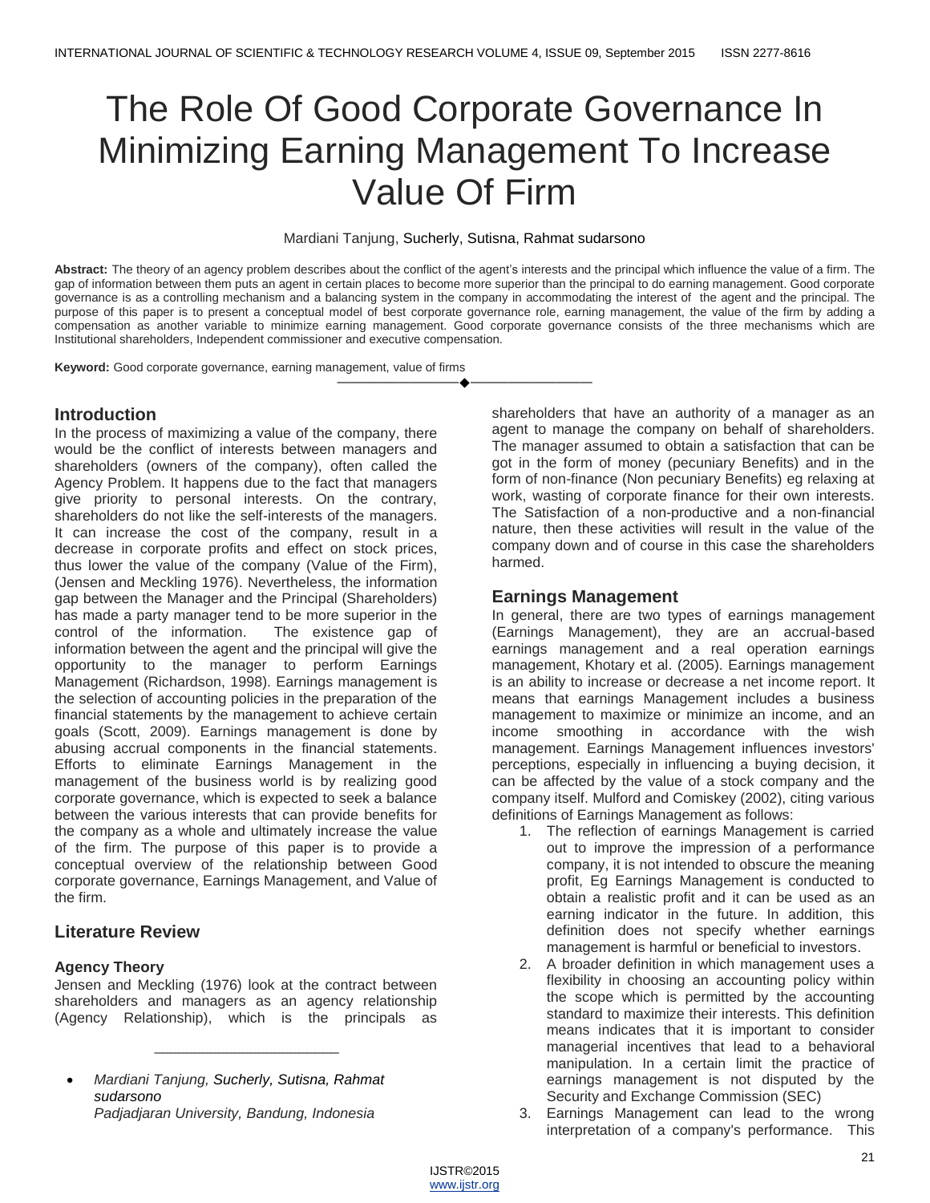# The Role Of Good Corporate Governance In Minimizing Earning Management To Increase Value Of Firm

Mardiani Tanjung, Sucherly, Sutisna, Rahmat sudarsono

**Abstract:** The theory of an agency problem describes about the conflict of the agent's interests and the principal which influence the value of a firm. The gap of information between them puts an agent in certain places to become more superior than the principal to do earning management. Good corporate governance is as a controlling mechanism and a balancing system in the company in accommodating the interest of the agent and the principal. The purpose of this paper is to present a conceptual model of best corporate governance role, earning management, the value of the firm by adding a compensation as another variable to minimize earning management. Good corporate governance consists of the three mechanisms which are Institutional shareholders, Independent commissioner and executive compensation.

**Keyword:** Good corporate governance, earning management, value of firms

## Introduction

In the process of maximizing a value of the company, there would be the conflict of interests between managers and shareholders (owners of the company), often called the Agency Problem. It happens due to the fact that managers give priority to personal interests. On the contrary, shareholders do not like the self-interests of the managers. It can increase the cost of the company, result in a decrease in corporate profits and effect on stock prices, thus lower the value of the company (Value of the Firm), (Jensen and Meckling 1976). Nevertheless, the information gap between the Manager and the Principal (Shareholders) has made a party manager tend to be more superior in the control of the information. The existence gap of information between the agent and the principal will give the opportunity to the manager to perform Earnings Management (Richardson, 1998). Earnings management is the selection of accounting policies in the preparation of the financial statements by the management to achieve certain goals (Scott, 2009). Earnings management is done by abusing accrual components in the financial statements. Efforts to eliminate Earnings Management in the management of the business world is by realizing good corporate governance, which is expected to seek a balance between the various interests that can provide benefits for the company as a whole and ultimately increase the value of the firm. The purpose of this paper is to provide a conceptual overview of the relationship between Good corporate governance, Earnings Management, and Value of the firm.

## Literature Review

### Agency Theory

Jensen and Meckling (1976) look at the contract between shareholders and managers as an agency relationship (Agency Relationship), which is the principals as shareholders that have an authority of a manager as an agent to manage the company on behalf of shareholders. The manager assumed to obtain a satisfaction that can be got in the form of money (pecuniary Benefits) and in the form of non-finance (Non pecuniary Benefits) eg relaxing at work, wasting of corporate finance for their own interests. The Satisfaction of a non-productive and a non-financial nature, then these activities will result in the value of the company down and of course in this case the shareholders harmed.

## Earnings Management

In general, there are two types of earnings management (Earnings Management), they are an accrual-based earnings management and a real operation earnings management, Khotary et al. (2005). Earnings management is an ability to increase or decrease a net income report. It means that earnings Management includes a business management to maximize or minimize an income, and an income smoothing in accordance with the wish management. Earnings Management influences investors' perceptions, especially in influencing a buying decision, it can be affected by the value of a stock company and the company itself. Mulford and Comiskey (2002), citing various definitions of Earnings Management as follows:

1. The reflection of earnings Management is carried out to improve the impression of a performance company, it is not intended to obscure the meaning profit, Eg Earnings Management is conducted to obtain a realistic profit and it can be used as an earning indicator in the future. In addition, this definition does not specify whether earnings management is harmful or beneficial to investors.
2. A broader definition in which management uses a flexibility in choosing an accounting policy within the scope which is permitted by the accounting standard to maximize their interests. This definition means indicates that it is important to consider managerial incentives that lead to a behavioral manipulation. In a certain limit the practice of earnings management is not disputed by the Security and Exchange Commission (SEC)
3. Earnings Management can lead to the wrong interpretation of a company's performance. This

---

- *Mardiani Tanjung, Sucherly, Sutisna, Rahmat sudarsono*
  *Padjadjaran University, Bandung, Indonesia*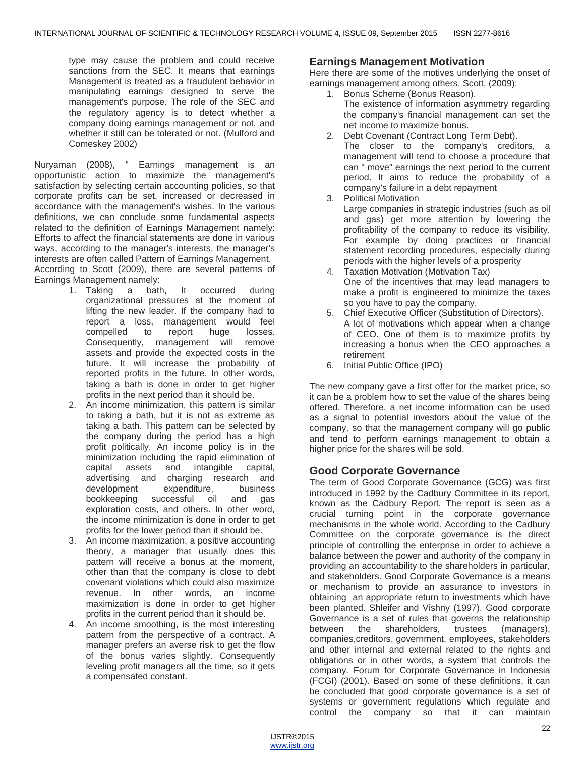type may cause the problem and could receive sanctions from the SEC. It means that earnings Management is treated as a fraudulent behavior in manipulating earnings designed to serve the management's purpose. The role of the SEC and the regulatory agency is to detect whether a company doing earnings management or not, and whether it still can be tolerated or not. (Mulford and Comeskey 2002)

Nuryaman (2008), " Earnings management is an opportunistic action to maximize the management's satisfaction by selecting certain accounting policies, so that corporate profits can be set, increased or decreased in accordance with the management's wishes. In the various definitions, we can conclude some fundamental aspects related to the definition of Earnings Management namely: Efforts to affect the financial statements are done in various ways, according to the manager's interests, the manager's interests are often called Pattern of Earnings Management.
According to Scott (2009), there are several patterns of Earnings Management namely:

1. Taking a bath, It occurred during organizational pressures at the moment of lifting the new leader. If the company had to report a loss, management would feel compelled to report huge losses. Consequently, management will remove assets and provide the expected costs in the future. It will increase the probability of reported profits in the future. In other words, taking a bath is done in order to get higher profits in the next period than it should be.
2. An income minimization, this pattern is similar to taking a bath, but it is not as extreme as taking a bath. This pattern can be selected by the company during the period has a high profit politically. An income policy is in the minimization including the rapid elimination of capital assets and intangible capital, advertising and charging research and development expenditure, business bookkeeping successful oil and gas exploration costs, and others. In other word, the income minimization is done in order to get profits for the lower period than it should be.
3. An income maximization, a positive accounting theory, a manager that usually does this pattern will receive a bonus at the moment, other than that the company is close to debt covenant violations which could also maximize revenue. In other words, an income maximization is done in order to get higher profits in the current period than it should be.
4. An income smoothing, is the most interesting pattern from the perspective of a contract. A manager prefers an averse risk to get the flow of the bonus varies slightly. Consequently leveling profit managers all the time, so it gets a compensated constant.

## Earnings Management Motivation

Here there are some of the motives underlying the onset of earnings management among others. Scott, (2009):

1. Bonus Scheme (Bonus Reason).
   The existence of information asymmetry regarding the company's financial management can set the net income to maximize bonus.
2. Debt Covenant (Contract Long Term Debt).
   The closer to the company's creditors, a management will tend to choose a procedure that can " move" earnings the next period to the current period. It aims to reduce the probability of a company's failure in a debt repayment
3. Political Motivation
   Large companies in strategic industries (such as oil and gas) get more attention by lowering the profitability of the company to reduce its visibility. For example by doing practices or financial statement recording procedures, especially during periods with the higher levels of a prosperity
4. Taxation Motivation (Motivation Tax)
   One of the incentives that may lead managers to make a profit is engineered to minimize the taxes so you have to pay the company.
5. Chief Executive Officer (Substitution of Directors).
   A lot of motivations which appear when a change of CEO. One of them is to maximize profits by increasing a bonus when the CEO approaches a retirement
6. Initial Public Office (IPO)

The new company gave a first offer for the market price, so it can be a problem how to set the value of the shares being offered. Therefore, a net income information can be used as a signal to potential investors about the value of the company, so that the management company will go public and tend to perform earnings management to obtain a higher price for the shares will be sold.

## Good Corporate Governance

The term of Good Corporate Governance (GCG) was first introduced in 1992 by the Cadbury Committee in its report, known as the Cadbury Report. The report is seen as a crucial turning point in the corporate governance mechanisms in the whole world. According to the Cadbury Committee on the corporate governance is the direct principle of controlling the enterprise in order to achieve a balance between the power and authority of the company in providing an accountability to the shareholders in particular, and stakeholders. Good Corporate Governance is a means or mechanism to provide an assurance to investors in obtaining an appropriate return to investments which have been planted. Shleifer and Vishny (1997). Good corporate Governance is a set of rules that governs the relationship between the shareholders, trustees (managers), companies,creditors, government, employees, stakeholders and other internal and external related to the rights and obligations or in other words, a system that controls the company. Forum for Corporate Governance in Indonesia (FCGI) (2001). Based on some of these definitions, it can be concluded that good corporate governance is a set of systems or government regulations which regulate and control the company so that it can maintain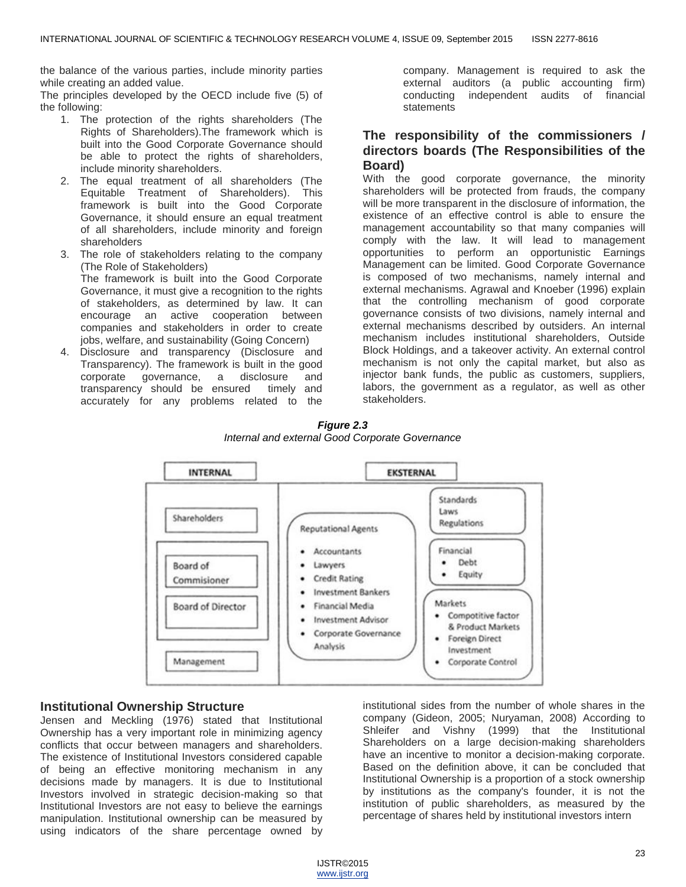the balance of the various parties, include minority parties while creating an added value.

The principles developed by the OECD include five (5) of the following:

1. The protection of the rights shareholders (The Rights of Shareholders).The framework which is built into the Good Corporate Governance should be able to protect the rights of shareholders, include minority shareholders.
2. The equal treatment of all shareholders (The Equitable Treatment of Shareholders). This framework is built into the Good Corporate Governance, it should ensure an equal treatment of all shareholders, include minority and foreign shareholders
3. The role of stakeholders relating to the company (The Role of Stakeholders)
   The framework is built into the Good Corporate Governance, it must give a recognition to the rights of stakeholders, as determined by law. It can encourage an active cooperation between companies and stakeholders in order to create jobs, welfare, and sustainability (Going Concern)
4. Disclosure and transparency (Disclosure and Transparency). The framework is built in the good corporate governance, a disclosure and transparency should be ensured timely and accurately for any problems related to the company. Management is required to ask the external auditors (a public accounting firm) conducting independent audits of financial statements

## The responsibility of the commissioners / directors boards (The Responsibilities of the Board)

With the good corporate governance, the minority shareholders will be protected from frauds, the company will be more transparent in the disclosure of information, the existence of an effective control is able to ensure the management accountability so that many companies will comply with the law. It will lead to management opportunities to perform an opportunistic Earnings Management can be limited. Good Corporate Governance is composed of two mechanisms, namely internal and external mechanisms. Agrawal and Knoeber (1996) explain that the controlling mechanism of good corporate governance consists of two divisions, namely internal and external mechanisms described by outsiders. An internal mechanism includes institutional shareholders, Outside Block Holdings, and a takeover activity. An external control mechanism is not only the capital market, but also as injector bank funds, the public as customers, suppliers, labors, the government as a regulator, as well as other stakeholders.

***Figure 2.3***
*Internal and external Good Corporate Governance*

| INTERNAL | EKSTERNAL | |
|---|---|---|
| Shareholders | Reputational Agents<br>• Accountants<br>• Lawyers<br>• Credit Rating<br>• Investment Bankers<br>• Financial Media<br>• Investment Advisor<br>• Corporate Governance Analysis | Standards<br>Laws<br>Regulations |
| Board of Commisioner<br>Board of Director | | Financial<br>• Debt<br>• Equity |
| Management | | Markets<br>• Compotitive factor & Product Markets<br>• Foreign Direct Investment<br>• Corporate Control |

## Institutional Ownership Structure

Jensen and Meckling (1976) stated that Institutional Ownership has a very important role in minimizing agency conflicts that occur between managers and shareholders. The existence of Institutional Investors considered capable of being an effective monitoring mechanism in any decisions made by managers. It is due to Institutional Investors involved in strategic decision-making so that Institutional Investors are not easy to believe the earnings manipulation. Institutional ownership can be measured by using indicators of the share percentage owned by institutional sides from the number of whole shares in the company (Gideon, 2005; Nuryaman, 2008) According to Shleifer and Vishny (1999) that the Institutional Shareholders on a large decision-making shareholders have an incentive to monitor a decision-making corporate. Based on the definition above, it can be concluded that Institutional Ownership is a proportion of a stock ownership by institutions as the company's founder, it is not the institution of public shareholders, as measured by the percentage of shares held by institutional investors intern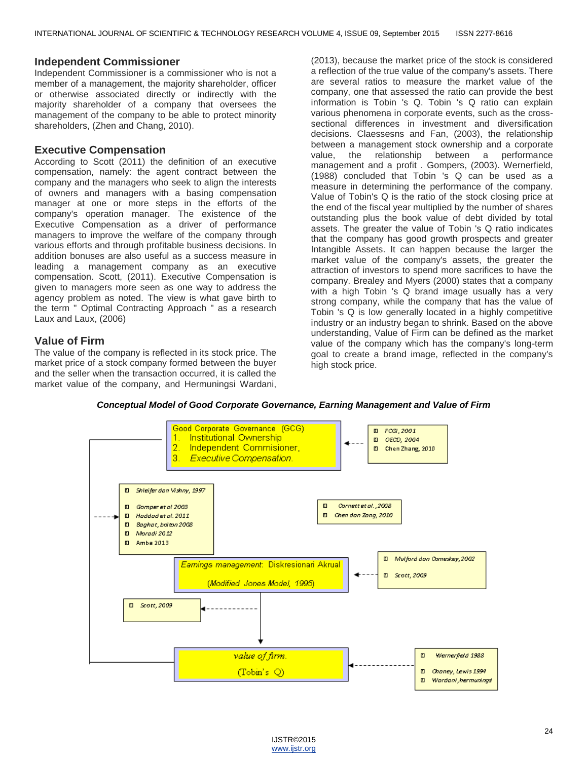## Independent Commissioner

Independent Commissioner is a commissioner who is not a member of a management, the majority shareholder, officer or otherwise associated directly or indirectly with the majority shareholder of a company that oversees the management of the company to be able to protect minority shareholders, (Zhen and Chang, 2010).

## Executive Compensation

According to Scott (2011) the definition of an executive compensation, namely: the agent contract between the company and the managers who seek to align the interests of owners and managers with a basing compensation manager at one or more steps in the efforts of the company's operation manager. The existence of the Executive Compensation as a driver of performance managers to improve the welfare of the company through various efforts and through profitable business decisions. In addition bonuses are also useful as a success measure in leading a management company as an executive compensation. Scott, (2011). Executive Compensation is given to managers more seen as one way to address the agency problem as noted. The view is what gave birth to the term " Optimal Contracting Approach " as a research Laux and Laux, (2006)

## Value of Firm

The value of the company is reflected in its stock price. The market price of a stock company formed between the buyer and the seller when the transaction occurred, it is called the market value of the company, and Hermuningsi Wardani, (2013), because the market price of the stock is considered a reflection of the true value of the company's assets. There are several ratios to measure the market value of the company, one that assessed the ratio can provide the best information is Tobin 's Q. Tobin 's Q ratio can explain various phenomena in corporate events, such as the cross-sectional differences in investment and diversification decisions. Claessesns and Fan, (2003), the relationship between a management stock ownership and a corporate value, the relationship between a performance management and a profit . Gompers, (2003). Wernerfield, (1988) concluded that Tobin 's Q can be used as a measure in determining the performance of the company. Value of Tobin's Q is the ratio of the stock closing price at the end of the fiscal year multiplied by the number of shares outstanding plus the book value of debt divided by total assets. The greater the value of Tobin 's Q ratio indicates that the company has good growth prospects and greater Intangible Assets. It can happen because the larger the market value of the company's assets, the greater the attraction of investors to spend more sacrifices to have the company. Brealey and Myers (2000) states that a company with a high Tobin 's Q brand image usually has a very strong company, while the company that has the value of Tobin 's Q is low generally located in a highly competitive industry or an industry began to shrink. Based on the above understanding, Value of Firm can be defined as the market value of the company which has the company's long-term goal to create a brand image, reflected in the company's high stock price.

***Conceptual Model of Good Corporate Governance, Earning Management and Value of Firm***

Good Corporate Governance (GCG)
1. Institutional Ownership
2. Independent Commisioner,
3. *Executive Compensation.*

- FCGI, 2001
- OECD, 2004
- Chen Zhang, 2010

- Shleifer dan Vishny, 1997
- Gomper et al 2003
- Haddad et al. 2011
- Baghat, bolton 2008
- Moradi 2012
- Amba 2013

- Cornett et al., 2008
- Chen dan Zang, 2010

*Earnings management:* Diskresionari Akrual
(*Modified Jones Model, 1995*)

- Mulford dan Comeskey, 2002
- Scott, 2009

- Scott, 2009

*value of firm.*
(Tobin's Q)

- Wernerfield 1988
- Chaney, Lewis 1994
- Wardani, hermunings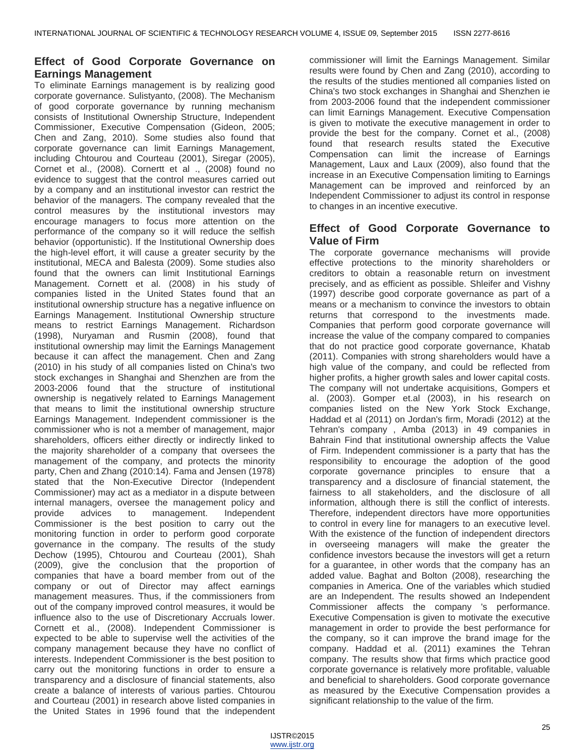## Effect of Good Corporate Governance on Earnings Management

To eliminate Earnings management is by realizing good corporate governance. Sulistyanto, (2008). The Mechanism of good corporate governance by running mechanism consists of Institutional Ownership Structure, Independent Commissioner, Executive Compensation (Gideon, 2005; Chen and Zang, 2010). Some studies also found that corporate governance can limit Earnings Management, including Chtourou and Courteau (2001), Siregar (2005), Cornet et al., (2008). Cornertt et al ., (2008) found no evidence to suggest that the control measures carried out by a company and an institutional investor can restrict the behavior of the managers. The company revealed that the control measures by the institutional investors may encourage managers to focus more attention on the performance of the company so it will reduce the selfish behavior (opportunistic). If the Institutional Ownership does the high-level effort, it will cause a greater security by the institutional, MECA and Balesta (2009). Some studies also found that the owners can limit Institutional Earnings Management. Cornett et al. (2008) in his study of companies listed in the United States found that an institutional ownership structure has a negative influence on Earnings Management. Institutional Ownership structure means to restrict Earnings Management. Richardson (1998), Nuryaman and Rusmin (2008), found that institutional ownership may limit the Earnings Management because it can affect the management. Chen and Zang (2010) in his study of all companies listed on China's two stock exchanges in Shanghai and Shenzhen are from the 2003-2006 found that the structure of institutional ownership is negatively related to Earnings Management that means to limit the institutional ownership structure Earnings Management. Independent commissioner is the commissioner who is not a member of management, major shareholders, officers either directly or indirectly linked to the majority shareholder of a company that oversees the management of the company, and protects the minority party, Chen and Zhang (2010:14). Fama and Jensen (1978) stated that the Non-Executive Director (Independent Commissioner) may act as a mediator in a dispute between internal managers, oversee the management policy and provide advices to management. Independent Commissioner is the best position to carry out the monitoring function in order to perform good corporate governance in the company. The results of the study Dechow (1995), Chtourou and Courteau (2001), Shah (2009), give the conclusion that the proportion of companies that have a board member from out of the company or out of Director may affect earnings management measures. Thus, if the commissioners from out of the company improved control measures, it would be influence also to the use of Discretionary Accruals lower. Cornett et al., (2008). Independent Commissioner is expected to be able to supervise well the activities of the company management because they have no conflict of interests. Independent Commissioner is the best position to carry out the monitoring functions in order to ensure a transparency and a disclosure of financial statements, also create a balance of interests of various parties. Chtourou and Courteau (2001) in research above listed companies in the United States in 1996 found that the independent commissioner will limit the Earnings Management. Similar results were found by Chen and Zang (2010), according to the results of the studies mentioned all companies listed on China's two stock exchanges in Shanghai and Shenzhen ie from 2003-2006 found that the independent commissioner can limit Earnings Management. Executive Compensation is given to motivate the executive management in order to provide the best for the company. Cornet et al., (2008) found that research results stated the Executive Compensation can limit the increase of Earnings Management, Laux and Laux (2009), also found that the increase in an Executive Compensation limiting to Earnings Management can be improved and reinforced by an Independent Commissioner to adjust its control in response to changes in an incentive executive.

## Effect of Good Corporate Governance to Value of Firm

The corporate governance mechanisms will provide effective protections to the minority shareholders or creditors to obtain a reasonable return on investment precisely, and as efficient as possible. Shleifer and Vishny (1997) describe good corporate governance as part of a means or a mechanism to convince the investors to obtain returns that correspond to the investments made. Companies that perform good corporate governance will increase the value of the company compared to companies that do not practice good corporate governance, Khatab (2011). Companies with strong shareholders would have a high value of the company, and could be reflected from higher profits, a higher growth sales and lower capital costs. The company will not undertake acquisitions, Gompers et al. (2003). Gomper et.al (2003), in his research on companies listed on the New York Stock Exchange, Haddad et al (2011) on Jordan's firm, Moradi (2012) at the Tehran's company , Amba (2013) in 49 companies in Bahrain Find that institutional ownership affects the Value of Firm. Independent commissioner is a party that has the responsibility to encourage the adoption of the good corporate governance principles to ensure that a transparency and a disclosure of financial statement, the fairness to all stakeholders, and the disclosure of all information, although there is still the conflict of interests. Therefore, independent directors have more opportunities to control in every line for managers to an executive level. With the existence of the function of independent directors in overseeing managers will make the greater the confidence investors because the investors will get a return for a guarantee, in other words that the company has an added value. Baghat and Bolton (2008), researching the companies in America. One of the variables which studied are an Independent. The results showed an Independent Commissioner affects the company 's performance. Executive Compensation is given to motivate the executive management in order to provide the best performance for the company, so it can improve the brand image for the company. Haddad et al. (2011) examines the Tehran company. The results show that firms which practice good corporate governance is relatively more profitable, valuable and beneficial to shareholders. Good corporate governance as measured by the Executive Compensation provides a significant relationship to the value of the firm.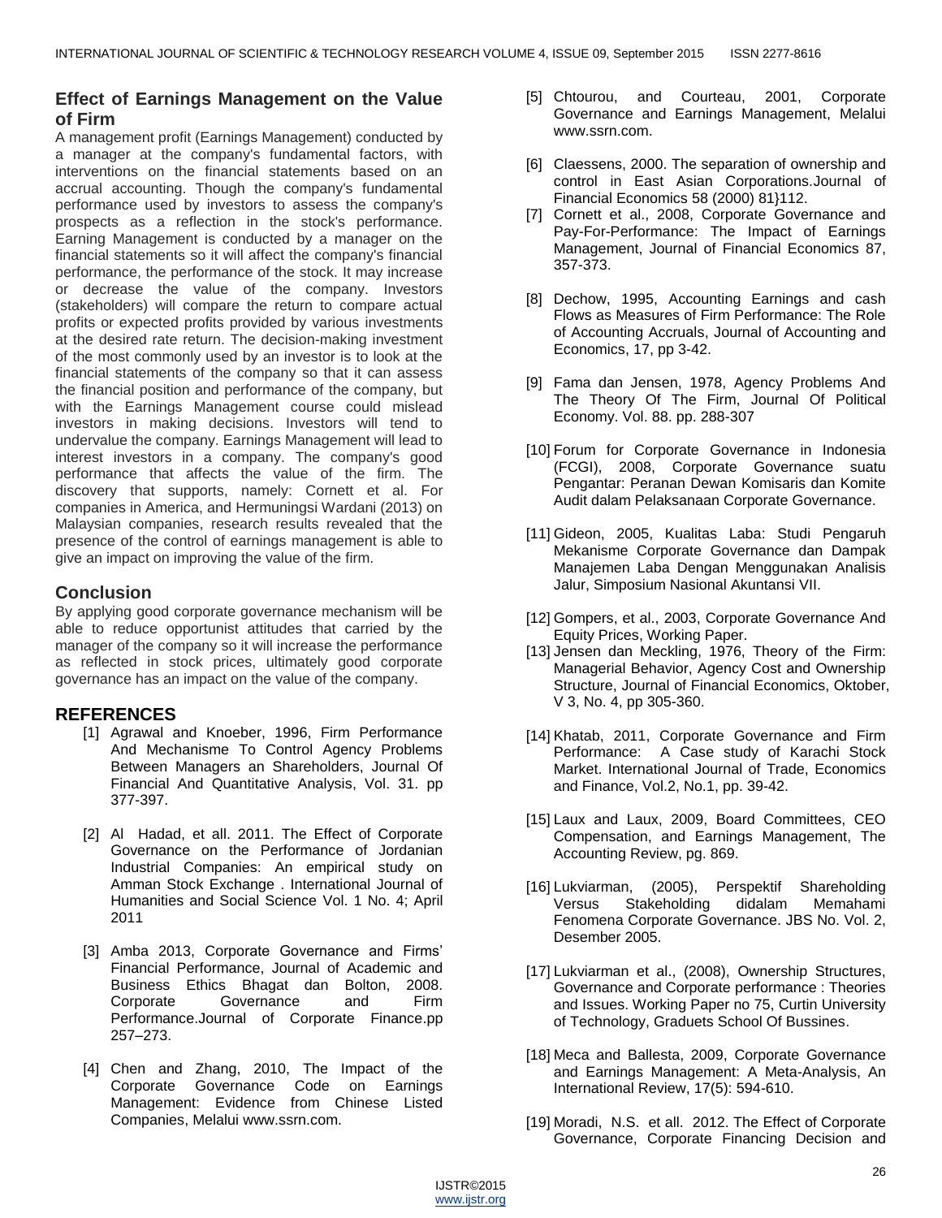## Effect of Earnings Management on the Value of Firm

A management profit (Earnings Management) conducted by a manager at the company's fundamental factors, with interventions on the financial statements based on an accrual accounting. Though the company's fundamental performance used by investors to assess the company's prospects as a reflection in the stock's performance. Earning Management is conducted by a manager on the financial statements so it will affect the company's financial performance, the performance of the stock. It may increase or decrease the value of the company. Investors (stakeholders) will compare the return to compare actual profits or expected profits provided by various investments at the desired rate return. The decision-making investment of the most commonly used by an investor is to look at the financial statements of the company so that it can assess the financial position and performance of the company, but with the Earnings Management course could mislead investors in making decisions. Investors will tend to undervalue the company. Earnings Management will lead to interest investors in a company. The company's good performance that affects the value of the firm. The discovery that supports, namely: Cornett et al. For companies in America, and Hermuningsi Wardani (2013) on Malaysian companies, research results revealed that the presence of the control of earnings management is able to give an impact on improving the value of the firm.

## Conclusion

By applying good corporate governance mechanism will be able to reduce opportunist attitudes that carried by the manager of the company so it will increase the performance as reflected in stock prices, ultimately good corporate governance has an impact on the value of the company.

## REFERENCES

[1] Agrawal and Knoeber, 1996, Firm Performance And Mechanisme To Control Agency Problems Between Managers an Shareholders, Journal Of Financial And Quantitative Analysis, Vol. 31. pp 377-397.

[2] Al Hadad, et all. 2011. The Effect of Corporate Governance on the Performance of Jordanian Industrial Companies: An empirical study on Amman Stock Exchange . International Journal of Humanities and Social Science Vol. 1 No. 4; April 2011

[3] Amba 2013, Corporate Governance and Firms' Financial Performance, Journal of Academic and Business Ethics Bhagat dan Bolton, 2008. Corporate Governance and Firm Performance.Journal of Corporate Finance.pp 257–273.

[4] Chen and Zhang, 2010, The Impact of the Corporate Governance Code on Earnings Management: Evidence from Chinese Listed Companies, Melalui www.ssrn.com.

[5] Chtourou, and Courteau, 2001, Corporate Governance and Earnings Management, Melalui www.ssrn.com.

[6] Claessens, 2000. The separation of ownership and control in East Asian Corporations.Journal of Financial Economics 58 (2000) 81}112.

[7] Cornett et al., 2008, Corporate Governance and Pay-For-Performance: The Impact of Earnings Management, Journal of Financial Economics 87, 357-373.

[8] Dechow, 1995, Accounting Earnings and cash Flows as Measures of Firm Performance: The Role of Accounting Accruals, Journal of Accounting and Economics, 17, pp 3-42.

[9] Fama dan Jensen, 1978, Agency Problems And The Theory Of The Firm, Journal Of Political Economy. Vol. 88. pp. 288-307

[10] Forum for Corporate Governance in Indonesia (FCGI), 2008, Corporate Governance suatu Pengantar: Peranan Dewan Komisaris dan Komite Audit dalam Pelaksanaan Corporate Governance.

[11] Gideon, 2005, Kualitas Laba: Studi Pengaruh Mekanisme Corporate Governance dan Dampak Manajemen Laba Dengan Menggunakan Analisis Jalur, Simposium Nasional Akuntansi VII.

[12] Gompers, et al., 2003, Corporate Governance And Equity Prices, Working Paper.

[13] Jensen dan Meckling, 1976, Theory of the Firm: Managerial Behavior, Agency Cost and Ownership Structure, Journal of Financial Economics, Oktober, V 3, No. 4, pp 305-360.

[14] Khatab, 2011, Corporate Governance and Firm Performance: A Case study of Karachi Stock Market. International Journal of Trade, Economics and Finance, Vol.2, No.1, pp. 39-42.

[15] Laux and Laux, 2009, Board Committees, CEO Compensation, and Earnings Management, The Accounting Review, pg. 869.

[16] Lukviarman, (2005), Perspektif Shareholding Versus Stakeholding didalam Memahami Fenomena Corporate Governance. JBS No. Vol. 2, Desember 2005.

[17] Lukviarman et al., (2008), Ownership Structures, Governance and Corporate performance : Theories and Issues. Working Paper no 75, Curtin University of Technology, Graduets School Of Bussines.

[18] Meca and Ballesta, 2009, Corporate Governance and Earnings Management: A Meta-Analysis, An International Review, 17(5): 594-610.

[19] Moradi, N.S. et all. 2012. The Effect of Corporate Governance, Corporate Financing Decision and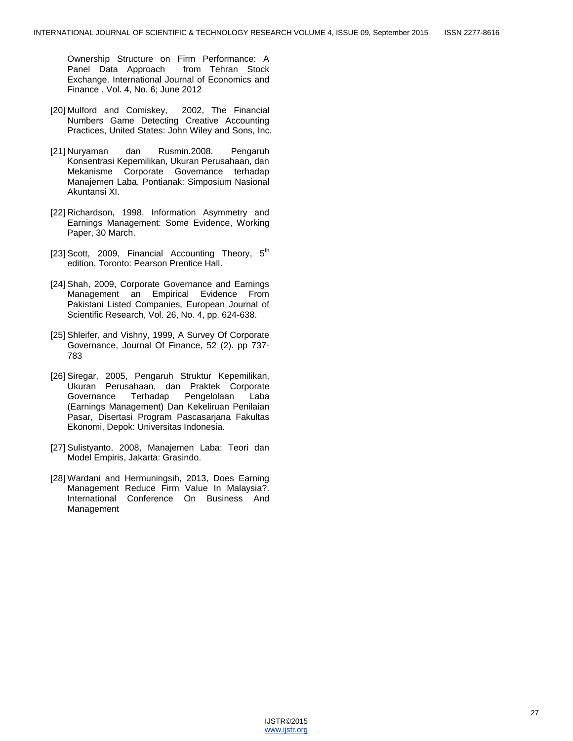Ownership Structure on Firm Performance: A Panel Data Approach from Tehran Stock Exchange. International Journal of Economics and Finance . Vol. 4, No. 6; June 2012

[20] Mulford and Comiskey, 2002, The Financial Numbers Game Detecting Creative Accounting Practices, United States: John Wiley and Sons, Inc.

[21] Nuryaman dan Rusmin.2008. Pengaruh Konsentrasi Kepemilikan, Ukuran Perusahaan, dan Mekanisme Corporate Governance terhadap Manajemen Laba, Pontianak: Simposium Nasional Akuntansi XI.

[22] Richardson, 1998, Information Asymmetry and Earnings Management: Some Evidence, Working Paper, 30 March.

[23] Scott, 2009, Financial Accounting Theory, 5th edition, Toronto: Pearson Prentice Hall.

[24] Shah, 2009, Corporate Governance and Earnings Management an Empirical Evidence From Pakistani Listed Companies, European Journal of Scientific Research, Vol. 26, No. 4, pp. 624-638.

[25] Shleifer, and Vishny, 1999, A Survey Of Corporate Governance, Journal Of Finance, 52 (2). pp 737-783

[26] Siregar, 2005, Pengaruh Struktur Kepemilikan, Ukuran Perusahaan, dan Praktek Corporate Governance Terhadap Pengelolaan Laba (Earnings Management) Dan Kekeliruan Penilaian Pasar, Disertasi Program Pascasarjana Fakultas Ekonomi, Depok: Universitas Indonesia.

[27] Sulistyanto, 2008, Manajemen Laba: Teori dan Model Empiris, Jakarta: Grasindo.

[28] Wardani and Hermuningsih, 2013, Does Earning Management Reduce Firm Value In Malaysia?. International Conference On Business And Management